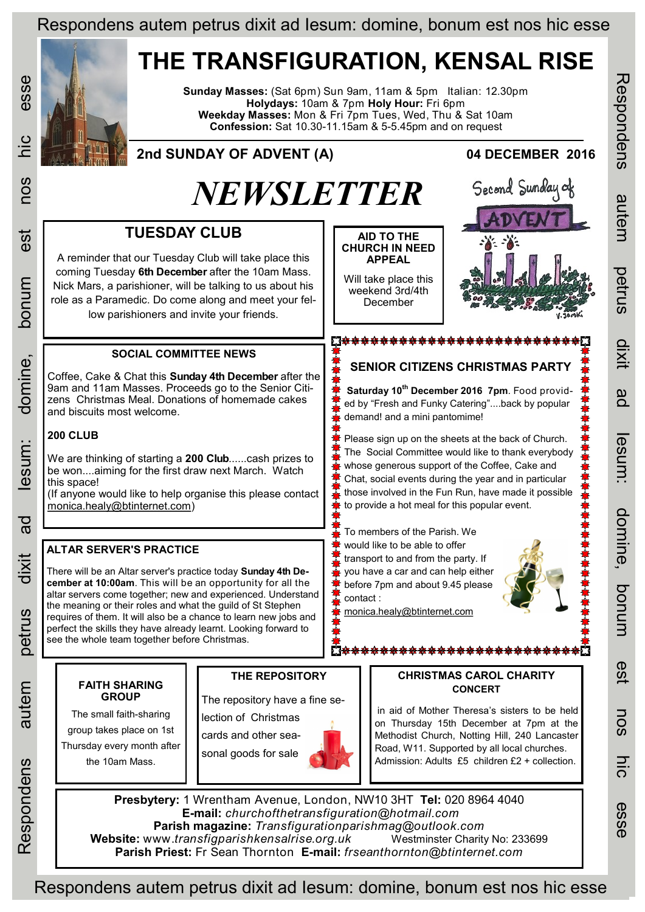# THE TRANSFIGURATION, KENSAL RISE

**Sunday Masses:** (Sat 6pm) Sun 9am, 11am & 5pm Italian: 12.30pm
**Holydays:** 10am & 7pm **Holy Hour:** Fri 6pm
**Weekday Masses:** Mon & Fri 7pm Tues, Wed, Thu & Sat 10am
**Confession:** Sat 10.30-11.15am & 5-5.45pm and on request

## 2nd SUNDAY OF ADVENT (A) — 04 DECEMBER 2016

# *NEWSLETTER*

## TUESDAY CLUB

A reminder that our Tuesday Club will take place this coming Tuesday **6th December** after the 10am Mass. Nick Mars, a parishioner, will be talking to us about his role as a Paramedic. Do come along and meet your fellow parishioners and invite your friends.

## AID TO THE CHURCH IN NEED APPEAL

Will take place this weekend 3rd/4th December

## SOCIAL COMMITTEE NEWS

Coffee, Cake & Chat this **Sunday 4th December** after the 9am and 11am Masses. Proceeds go to the Senior Citizens Christmas Meal. Donations of homemade cakes and biscuits most welcome.

### 200 CLUB

We are thinking of starting a **200 Club**......cash prizes to be won....aiming for the first draw next March. Watch this space!
(If anyone would like to help organise this please contact monica.healy@btinternet.com)

## ALTAR SERVER'S PRACTICE

There will be an Altar server's practice today **Sunday 4th December at 10:00am**. This will be an opportunity for all the altar servers come together; new and experienced. Understand the meaning or their roles and what the guild of St Stephen requires of them. It will also be a chance to learn new jobs and perfect the skills they have already learnt. Looking forward to see the whole team together before Christmas.

## SENIOR CITIZENS CHRISTMAS PARTY

**Saturday 10th December 2016 7pm**. Food provided by "Fresh and Funky Catering"....back by popular demand! and a mini pantomime!

Please sign up on the sheets at the back of Church. The Social Committee would like to thank everybody whose generous support of the Coffee, Cake and Chat, social events during the year and in particular those involved in the Fun Run, have made it possible to provide a hot meal for this popular event.

To members of the Parish. We would like to be able to offer transport to and from the party. If you have a car and can help either before 7pm and about 9.45 please contact :
monica.healy@btinternet.com

## FAITH SHARING GROUP

The small faith-sharing group takes place on 1st Thursday every month after the 10am Mass.

## THE REPOSITORY

The repository have a fine selection of Christmas cards and other seasonal goods for sale

## CHRISTMAS CAROL CHARITY CONCERT

in aid of Mother Theresa's sisters to be held on Thursday 15th December at 7pm at the Methodist Church, Notting Hill, 240 Lancaster Road, W11. Supported by all local churches. Admission: Adults £5 children £2 + collection.

---

**Presbytery:** 1 Wrentham Avenue, London, NW10 3HT **Tel:** 020 8964 4040
**E-mail:** *churchofthetransfiguration@hotmail.com*
**Parish magazine:** *Transfigurationparishmag@outlook.com*
**Website:** www.*transfigparishkensalrise.org.uk* Westminster Charity No: 233699
**Parish Priest:** Fr Sean Thornton **E-mail:** *frseanthornton@btinternet.com*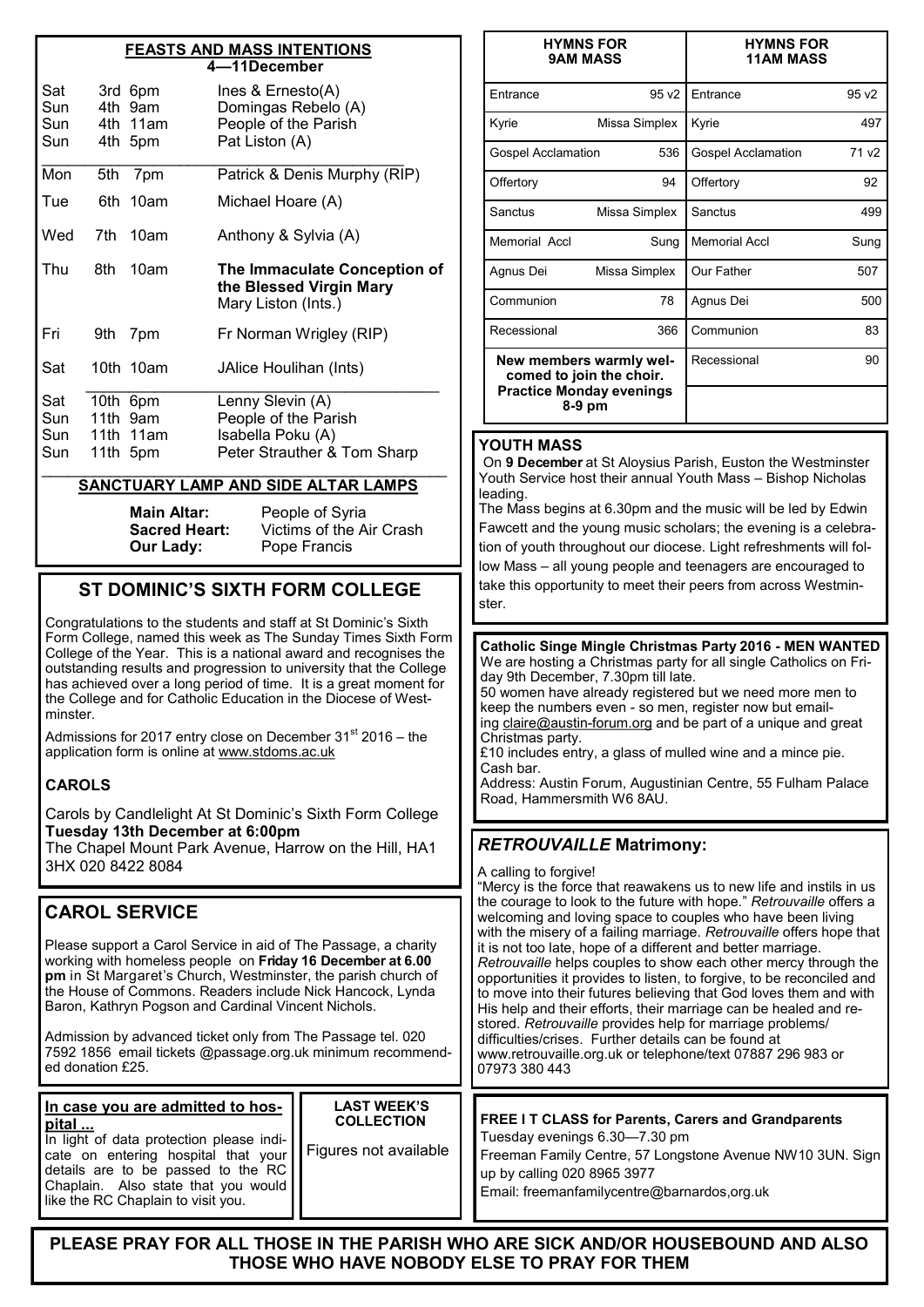## FEASTS AND MASS INTENTIONS
**4—11December**

| | | | |
|---|---|---|---|
| Sat | 3rd | 6pm | Ines & Ernesto(A) |
| Sun | 4th | 9am | Domingas Rebelo (A) |
| Sun | 4th | 11am | People of the Parish |
| Sun | 4th | 5pm | Pat Liston (A) |
| Mon | 5th | 7pm | Patrick & Denis Murphy (RIP) |
| Tue | 6th | 10am | Michael Hoare (A) |
| Wed | 7th | 10am | Anthony & Sylvia (A) |
| Thu | 8th | 10am | **The Immaculate Conception of the Blessed Virgin Mary** Mary Liston (Ints.) |
| Fri | 9th | 7pm | Fr Norman Wrigley (RIP) |
| Sat | 10th | 10am | JAlice Houlihan (Ints) |
| Sat | 10th | 6pm | Lenny Slevin (A) |
| Sun | 11th | 9am | People of the Parish |
| Sun | 11th | 11am | Isabella Poku (A) |
| Sun | 11th | 5pm | Peter Strauther & Tom Sharp |

## SANCTUARY LAMP AND SIDE ALTAR LAMPS

**Main Altar:** People of Syria
**Sacred Heart:** Victims of the Air Crash
**Our Lady:** Pope Francis

## ST DOMINIC'S SIXTH FORM COLLEGE

Congratulations to the students and staff at St Dominic's Sixth Form College, named this week as The Sunday Times Sixth Form College of the Year. This is a national award and recognises the outstanding results and progression to university that the College has achieved over a long period of time. It is a great moment for the College and for Catholic Education in the Diocese of Westminster.

Admissions for 2017 entry close on December 31st 2016 – the application form is online at www.stdoms.ac.uk

### CAROLS

Carols by Candlelight At St Dominic's Sixth Form College
**Tuesday 13th December at 6:00pm**
The Chapel Mount Park Avenue, Harrow on the Hill, HA1 3HX 020 8422 8084

## CAROL SERVICE

Please support a Carol Service in aid of The Passage, a charity working with homeless people on **Friday 16 December at 6.00 pm** in St Margaret's Church, Westminster, the parish church of the House of Commons. Readers include Nick Hancock, Lynda Baron, Kathryn Pogson and Cardinal Vincent Nichols.

Admission by advanced ticket only from The Passage tel. 020 7592 1856 email tickets @passage.org.uk minimum recommended donation £25.

**In case you are admitted to hospital ...**
In light of data protection please indicate on entering hospital that your details are to be passed to the RC Chaplain. Also state that you would like the RC Chaplain to visit you.

**LAST WEEK'S COLLECTION**

Figures not available

| HYMNS FOR 9AM MASS | | HYMNS FOR 11AM MASS | |
|---|---|---|---|
| Entrance | 95 v2 | Entrance | 95 v2 |
| Kyrie | Missa Simplex | Kyrie | 497 |
| Gospel Acclamation | 536 | Gospel Acclamation | 71 v2 |
| Offertory | 94 | Offertory | 92 |
| Sanctus | Missa Simplex | Sanctus | 499 |
| Memorial Accl | Sung | Memorial Accl | Sung |
| Agnus Dei | Missa Simplex | Our Father | 507 |
| Communion | 78 | Agnus Dei | 500 |
| Recessional | 366 | Communion | 83 |
| | | Recessional | 90 |

**New members warmly welcomed to join the choir. Practice Monday evenings 8-9 pm**

## YOUTH MASS

On **9 December** at St Aloysius Parish, Euston the Westminster Youth Service host their annual Youth Mass – Bishop Nicholas leading.
The Mass begins at 6.30pm and the music will be led by Edwin Fawcett and the young music scholars; the evening is a celebration of youth throughout our diocese. Light refreshments will follow Mass – all young people and teenagers are encouraged to take this opportunity to meet their peers from across Westminster.

**Catholic Singe Mingle Christmas Party 2016 - MEN WANTED**
We are hosting a Christmas party for all single Catholics on Friday 9th December, 7.30pm till late.
50 women have already registered but we need more men to keep the numbers even - so men, register now but emailing claire@austin-forum.org and be part of a unique and great Christmas party.
£10 includes entry, a glass of mulled wine and a mince pie. Cash bar.
Address: Austin Forum, Augustinian Centre, 55 Fulham Palace Road, Hammersmith W6 8AU.

## *RETROUVAILLE* Matrimony:

A calling to forgive!
"Mercy is the force that reawakens us to new life and instils in us the courage to look to the future with hope." *Retrouvaille* offers a welcoming and loving space to couples who have been living with the misery of a failing marriage. *Retrouvaille* offers hope that it is not too late, hope of a different and better marriage. *Retrouvaille* helps couples to show each other mercy through the opportunities it provides to listen, to forgive, to be reconciled and to move into their futures believing that God loves them and with His help and their efforts, their marriage can be healed and restored. *Retrouvaille* provides help for marriage problems/ difficulties/crises. Further details can be found at www.retrouvaille.org.uk or telephone/text 07887 296 983 or 07973 380 443

**FREE I T CLASS for Parents, Carers and Grandparents**
Tuesday evenings 6.30—7.30 pm
Freeman Family Centre, 57 Longstone Avenue NW10 3UN. Sign up by calling 020 8965 3977
Email: freemanfamilycentre@barnardos,org.uk

**PLEASE PRAY FOR ALL THOSE IN THE PARISH WHO ARE SICK AND/OR HOUSEBOUND AND ALSO THOSE WHO HAVE NOBODY ELSE TO PRAY FOR THEM**